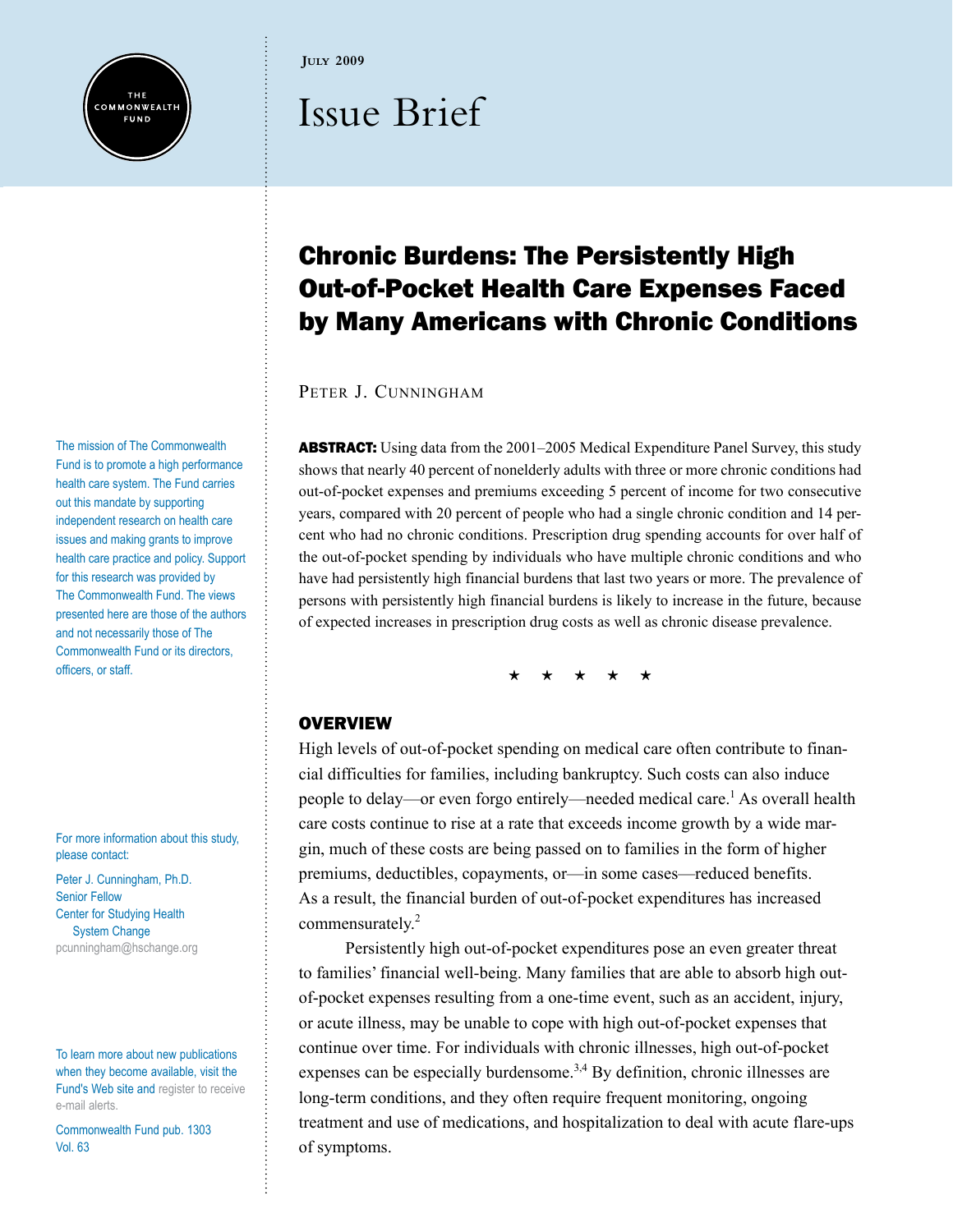JULY 2009

# Issue Brief

## Chronic Burdens: The Persistently High Out-of-Pocket Health Care Expenses Faced by Many Americans with Chronic Conditions

PETER J. CUNNINGHAM

**ABSTRACT:** Using data from the 2001–2005 Medical Expenditure Panel Survey, this study shows that nearly 40 percent of nonelderly adults with three or more chronic conditions had out-of-pocket expenses and premiums exceeding 5 percent of income for two consecutive years, compared with 20 percent of people who had a single chronic condition and 14 percent who had no chronic conditions. Prescription drug spending accounts for over half of the out-of-pocket spending by individuals who have multiple chronic conditions and who have had persistently high financial burdens that last two years or more. The prevalence of persons with persistently high financial burdens is likely to increase in the future, because of expected increases in prescription drug costs as well as chronic disease prevalence.

★ ★ ★ ★ ★

### OVERVIEW

High levels of out-of-pocket spending on medical care often contribute to financial difficulties for families, including bankruptcy. Such costs can also induce people to delay—or even forgo entirely—needed medical care.[1] As overall health care costs continue to rise at a rate that exceeds income growth by a wide margin, much of these costs are being passed on to families in the form of higher premiums, deductibles, copayments, or—in some cases—reduced benefits. As a result, the financial burden of out-of-pocket expenditures has increased commensurately.[2]

Persistently high out-of-pocket expenditures pose an even greater threat to families' financial well-being. Many families that are able to absorb high out-of-pocket expenses resulting from a one-time event, such as an accident, injury, or acute illness, may be unable to cope with high out-of-pocket expenses that continue over time. For individuals with chronic illnesses, high out-of-pocket expenses can be especially burdensome.[3,4] By definition, chronic illnesses are long-term conditions, and they often require frequent monitoring, ongoing treatment and use of medications, and hospitalization to deal with acute flare-ups of symptoms.

---

The mission of The Commonwealth Fund is to promote a high performance health care system. The Fund carries out this mandate by supporting independent research on health care issues and making grants to improve health care practice and policy. Support for this research was provided by The Commonwealth Fund. The views presented here are those of the authors and not necessarily those of The Commonwealth Fund or its directors, officers, or staff.

For more information about this study, please contact:

Peter J. Cunningham, Ph.D.
Senior Fellow
Center for Studying Health System Change
pcunningham@hschange.org

To learn more about new publications when they become available, visit the Fund's Web site and register to receive e-mail alerts.

Commonwealth Fund pub. 1303
Vol. 63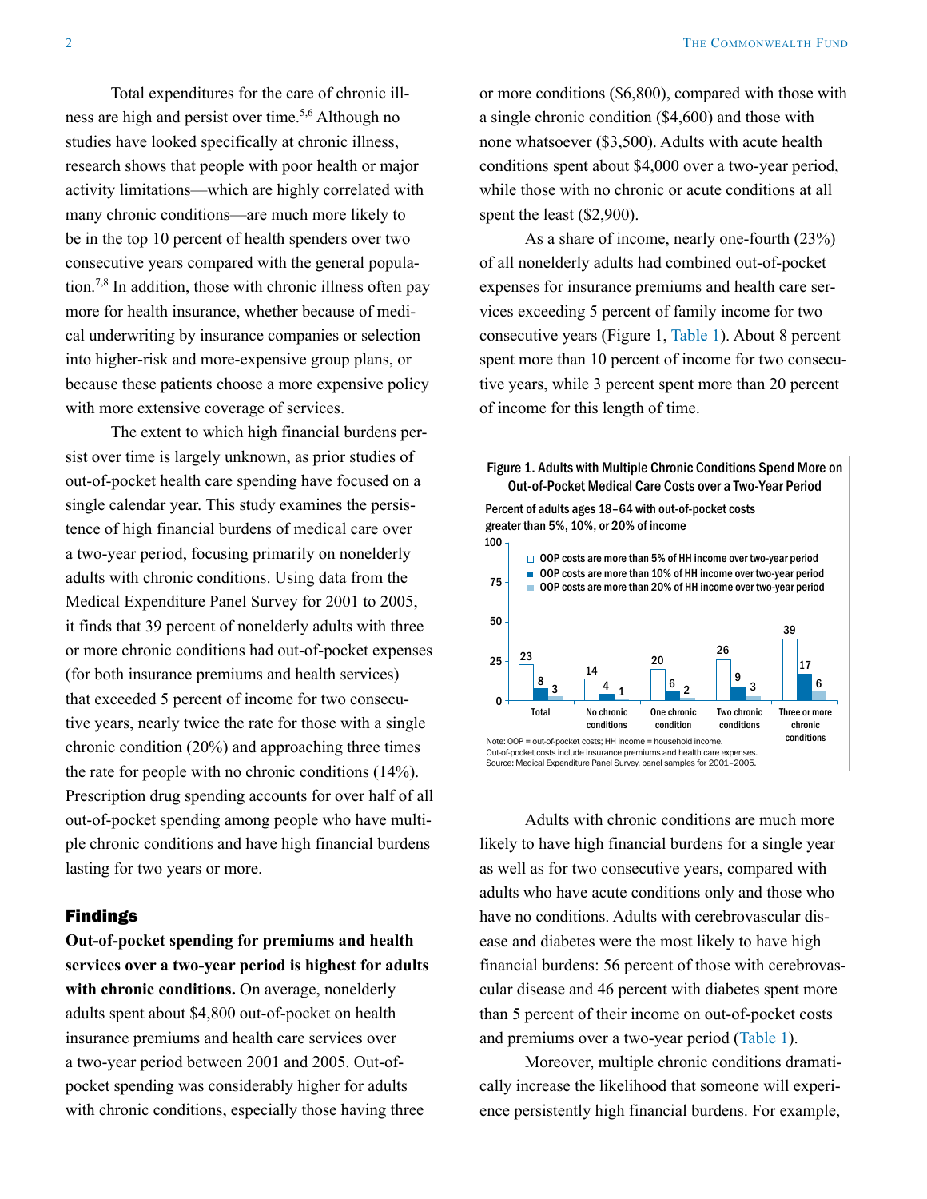Total expenditures for the care of chronic illness are high and persist over time.[5,6] Although no studies have looked specifically at chronic illness, research shows that people with poor health or major activity limitations—which are highly correlated with many chronic conditions—are much more likely to be in the top 10 percent of health spenders over two consecutive years compared with the general population.[7,8] In addition, those with chronic illness often pay more for health insurance, whether because of medical underwriting by insurance companies or selection into higher-risk and more-expensive group plans, or because these patients choose a more expensive policy with more extensive coverage of services.

The extent to which high financial burdens persist over time is largely unknown, as prior studies of out-of-pocket health care spending have focused on a single calendar year. This study examines the persistence of high financial burdens of medical care over a two-year period, focusing primarily on nonelderly adults with chronic conditions. Using data from the Medical Expenditure Panel Survey for 2001 to 2005, it finds that 39 percent of nonelderly adults with three or more chronic conditions had out-of-pocket expenses (for both insurance premiums and health services) that exceeded 5 percent of income for two consecutive years, nearly twice the rate for those with a single chronic condition (20%) and approaching three times the rate for people with no chronic conditions (14%). Prescription drug spending accounts for over half of all out-of-pocket spending among people who have multiple chronic conditions and have high financial burdens lasting for two years or more.

## Findings

**Out-of-pocket spending for premiums and health services over a two-year period is highest for adults with chronic conditions.** On average, nonelderly adults spent about $4,800 out-of-pocket on health insurance premiums and health care services over a two-year period between 2001 and 2005. Out-of-pocket spending was considerably higher for adults with chronic conditions, especially those having three or more conditions ($6,800), compared with those with a single chronic condition ($4,600) and those with none whatsoever ($3,500). Adults with acute health conditions spent about $4,000 over a two-year period, while those with no chronic or acute conditions at all spent the least ($2,900).

As a share of income, nearly one-fourth (23%) of all nonelderly adults had combined out-of-pocket expenses for insurance premiums and health care services exceeding 5 percent of family income for two consecutive years (Figure 1, Table 1). About 8 percent spent more than 10 percent of income for two consecutive years, while 3 percent spent more than 20 percent of income for this length of time.

**Figure 1. Adults with Multiple Chronic Conditions Spend More on Out-of-Pocket Medical Care Costs over a Two-Year Period**

Percent of adults ages 18–64 with out-of-pocket costs greater than 5%, 10%, or 20% of income

| | Total | No chronic conditions | One chronic condition | Two chronic conditions | Three or more chronic conditions |
|---|---|---|---|---|---|
| OOP costs are more than 5% of HH income over two-year period | 23 | 14 | 20 | 26 | 39 |
| OOP costs are more than 10% of HH income over two-year period | 8 | 4 | 6 | 9 | 17 |
| OOP costs are more than 20% of HH income over two-year period | 3 | 1 | 2 | 3 | 6 |

Note: OOP = out-of-pocket costs; HH income = household income.
Out-of-pocket costs include insurance premiums and health care expenses.
Source: Medical Expenditure Panel Survey, panel samples for 2001–2005.

Adults with chronic conditions are much more likely to have high financial burdens for a single year as well as for two consecutive years, compared with adults who have acute conditions only and those who have no conditions. Adults with cerebrovascular disease and diabetes were the most likely to have high financial burdens: 56 percent of those with cerebrovascular disease and 46 percent with diabetes spent more than 5 percent of their income on out-of-pocket costs and premiums over a two-year period (Table 1).

Moreover, multiple chronic conditions dramatically increase the likelihood that someone will experience persistently high financial burdens. For example,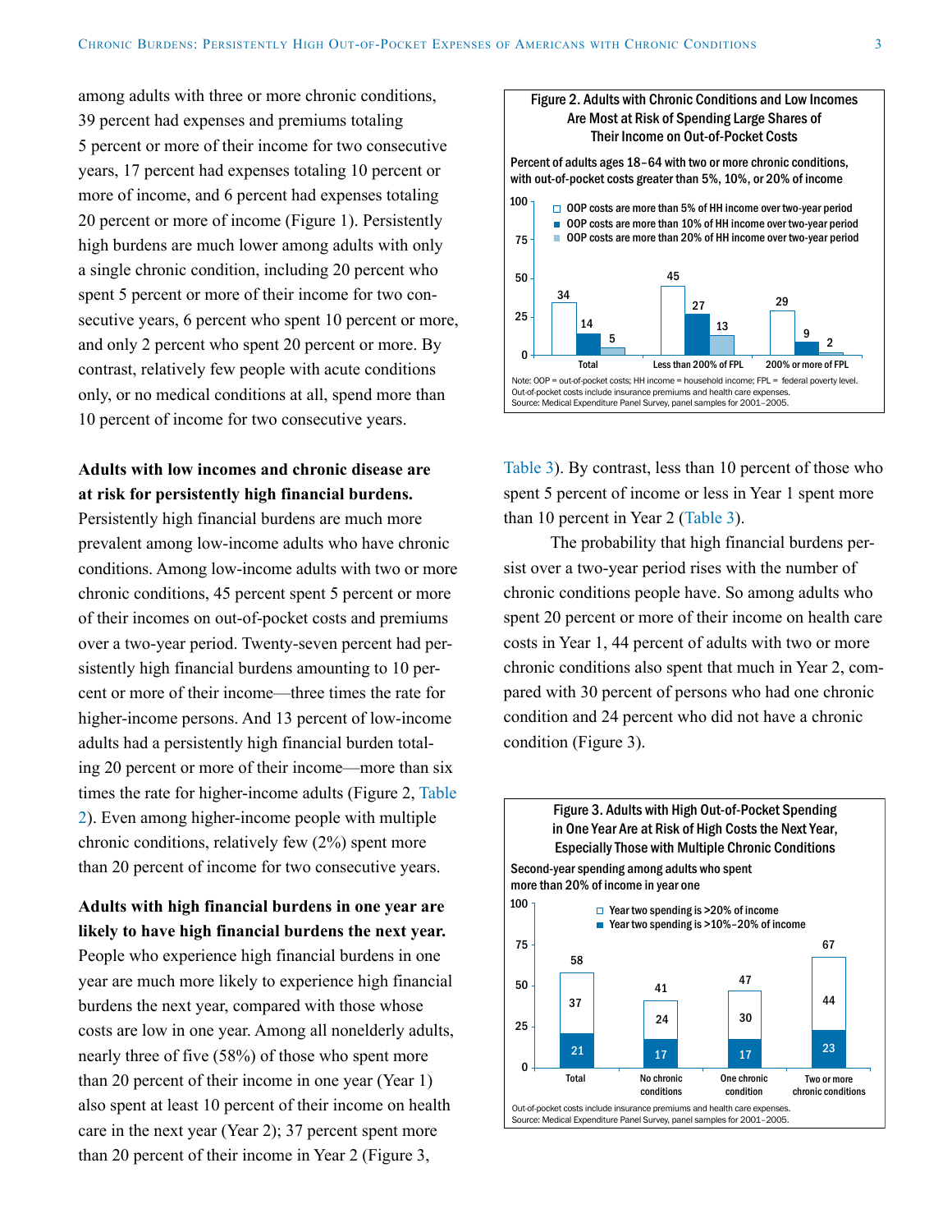among adults with three or more chronic conditions, 39 percent had expenses and premiums totaling 5 percent or more of their income for two consecutive years, 17 percent had expenses totaling 10 percent or more of income, and 6 percent had expenses totaling 20 percent or more of income (Figure 1). Persistently high burdens are much lower among adults with only a single chronic condition, including 20 percent who spent 5 percent or more of their income for two consecutive years, 6 percent who spent 10 percent or more, and only 2 percent who spent 20 percent or more. By contrast, relatively few people with acute conditions only, or no medical conditions at all, spend more than 10 percent of income for two consecutive years.

**Adults with low incomes and chronic disease are at risk for persistently high financial burdens.** Persistently high financial burdens are much more prevalent among low-income adults who have chronic conditions. Among low-income adults with two or more chronic conditions, 45 percent spent 5 percent or more of their incomes on out-of-pocket costs and premiums over a two-year period. Twenty-seven percent had persistently high financial burdens amounting to 10 percent or more of their income—three times the rate for higher-income persons. And 13 percent of low-income adults had a persistently high financial burden totaling 20 percent or more of their income—more than six times the rate for higher-income adults (Figure 2, Table 2). Even among higher-income people with multiple chronic conditions, relatively few (2%) spent more than 20 percent of income for two consecutive years.

**Adults with high financial burdens in one year are likely to have high financial burdens the next year.** People who experience high financial burdens in one year are much more likely to experience high financial burdens the next year, compared with those whose costs are low in one year. Among all nonelderly adults, nearly three of five (58%) of those who spent more than 20 percent of their income in one year (Year 1) also spent at least 10 percent of their income on health care in the next year (Year 2); 37 percent spent more than 20 percent of their income in Year 2 (Figure 3, Table 3). By contrast, less than 10 percent of those who spent 5 percent of income or less in Year 1 spent more than 10 percent in Year 2 (Table 3).

The probability that high financial burdens persist over a two-year period rises with the number of chronic conditions people have. So among adults who spent 20 percent or more of their income on health care costs in Year 1, 44 percent of adults with two or more chronic conditions also spent that much in Year 2, compared with 30 percent of persons who had one chronic condition and 24 percent who did not have a chronic condition (Figure 3).

**Figure 2. Adults with Chronic Conditions and Low Incomes Are Most at Risk of Spending Large Shares of Their Income on Out-of-Pocket Costs**

Percent of adults ages 18–64 with two or more chronic conditions, with out-of-pocket costs greater than 5%, 10%, or 20% of income

| | OOP costs are more than 5% of HH income over two-year period | OOP costs are more than 10% of HH income over two-year period | OOP costs are more than 20% of HH income over two-year period |
|---|---|---|---|
| Total | 34 | 14 | 5 |
| Less than 200% of FPL | 45 | 27 | 13 |
| 200% or more of FPL | 29 | 9 | 2 |

Note: OOP = out-of-pocket costs; HH income = household income; FPL = federal poverty level. Out-of-pocket costs include insurance premiums and health care expenses.
Source: Medical Expenditure Panel Survey, panel samples for 2001–2005.

**Figure 3. Adults with High Out-of-Pocket Spending in One Year Are at Risk of High Costs the Next Year, Especially Those with Multiple Chronic Conditions**

Second-year spending among adults who spent more than 20% of income in year one

| | Year two spending is >20% of income | Year two spending is >10%–20% of income | Total |
|---|---|---|---|
| Total | 37 | 21 | 58 |
| No chronic conditions | 24 | 17 | 41 |
| One chronic condition | 30 | 17 | 47 |
| Two or more chronic conditions | 44 | 23 | 67 |

Out-of-pocket costs include insurance premiums and health care expenses.
Source: Medical Expenditure Panel Survey, panel samples for 2001–2005.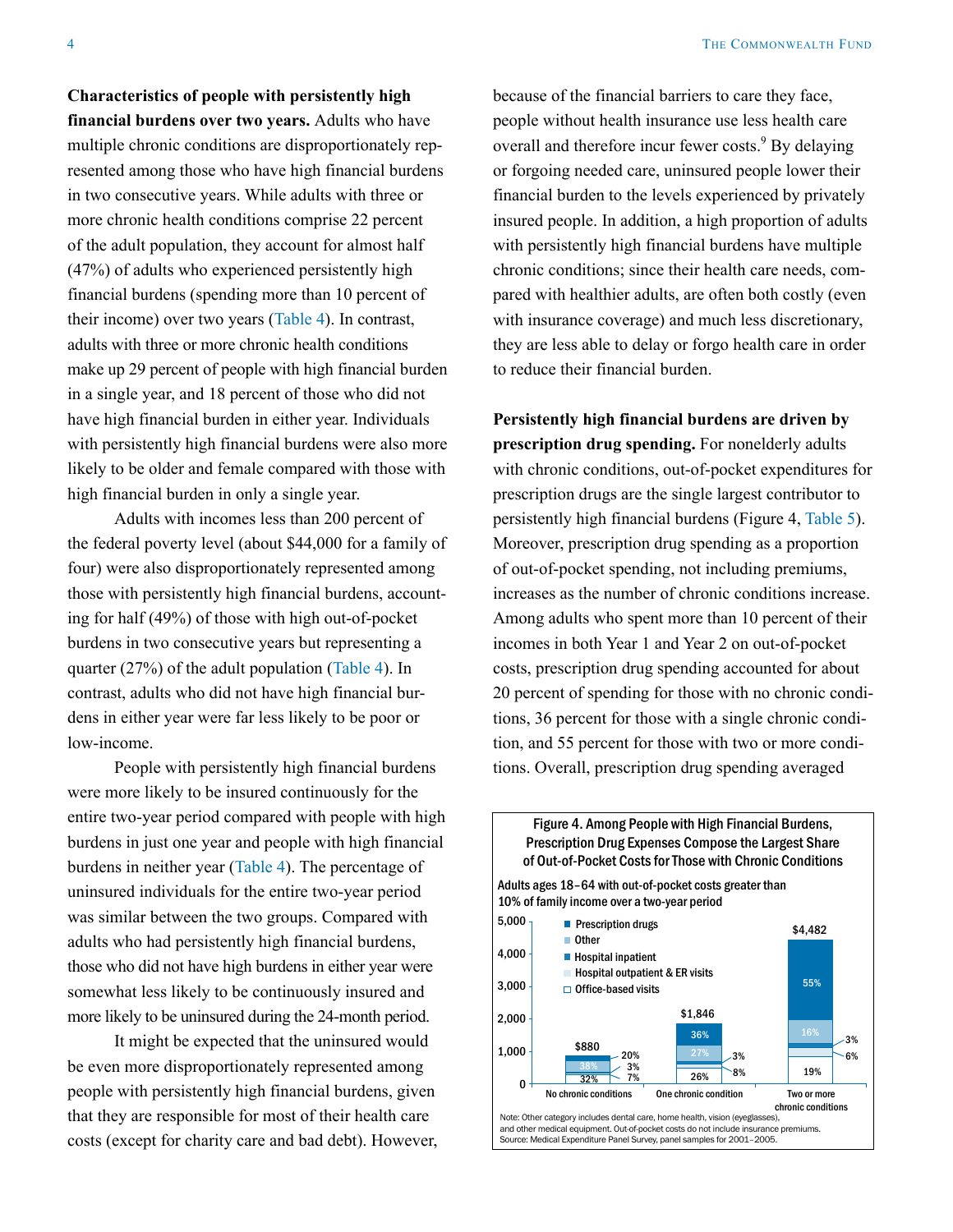**Characteristics of people with persistently high financial burdens over two years.** Adults who have multiple chronic conditions are disproportionately represented among those who have high financial burdens in two consecutive years. While adults with three or more chronic health conditions comprise 22 percent of the adult population, they account for almost half (47%) of adults who experienced persistently high financial burdens (spending more than 10 percent of their income) over two years (Table 4). In contrast, adults with three or more chronic health conditions make up 29 percent of people with high financial burden in a single year, and 18 percent of those who did not have high financial burden in either year. Individuals with persistently high financial burdens were also more likely to be older and female compared with those with high financial burden in only a single year.

Adults with incomes less than 200 percent of the federal poverty level (about $44,000 for a family of four) were also disproportionately represented among those with persistently high financial burdens, accounting for half (49%) of those with high out-of-pocket burdens in two consecutive years but representing a quarter (27%) of the adult population (Table 4). In contrast, adults who did not have high financial burdens in either year were far less likely to be poor or low-income.

People with persistently high financial burdens were more likely to be insured continuously for the entire two-year period compared with people with high burdens in just one year and people with high financial burdens in neither year (Table 4). The percentage of uninsured individuals for the entire two-year period was similar between the two groups. Compared with adults who had persistently high financial burdens, those who did not have high burdens in either year were somewhat less likely to be continuously insured and more likely to be uninsured during the 24-month period.

It might be expected that the uninsured would be even more disproportionately represented among people with persistently high financial burdens, given that they are responsible for most of their health care costs (except for charity care and bad debt). However, because of the financial barriers to care they face, people without health insurance use less health care overall and therefore incur fewer costs.[9] By delaying or forgoing needed care, uninsured people lower their financial burden to the levels experienced by privately insured people. In addition, a high proportion of adults with persistently high financial burdens have multiple chronic conditions; since their health care needs, compared with healthier adults, are often both costly (even with insurance coverage) and much less discretionary, they are less able to delay or forgo health care in order to reduce their financial burden.

**Persistently high financial burdens are driven by prescription drug spending.** For nonelderly adults with chronic conditions, out-of-pocket expenditures for prescription drugs are the single largest contributor to persistently high financial burdens (Figure 4, Table 5). Moreover, prescription drug spending as a proportion of out-of-pocket spending, not including premiums, increases as the number of chronic conditions increase. Among adults who spent more than 10 percent of their incomes in both Year 1 and Year 2 on out-of-pocket costs, prescription drug spending accounted for about 20 percent of spending for those with no chronic conditions, 36 percent for those with a single chronic condition, and 55 percent for those with two or more conditions. Overall, prescription drug spending averaged

**Figure 4. Among People with High Financial Burdens, Prescription Drug Expenses Compose the Largest Share of Out-of-Pocket Costs for Those with Chronic Conditions**

Adults ages 18–64 with out-of-pocket costs greater than 10% of family income over a two-year period

| | No chronic conditions | One chronic condition | Two or more chronic conditions |
|---|---|---|---|
| Total | $880 | $1,846 | $4,482 |
| Prescription drugs | 20% | 36% | 55% |
| Other | 38% | 27% | 16% |
| Hospital inpatient | 3% | 3% | 3% |
| Hospital outpatient & ER visits | 7% | 8% | 6% |
| Office-based visits | 32% | 26% | 19% |

Note: Other category includes dental care, home health, vision (eyeglasses), and other medical equipment. Out-of-pocket costs do not include insurance premiums.
Source: Medical Expenditure Panel Survey, panel samples for 2001–2005.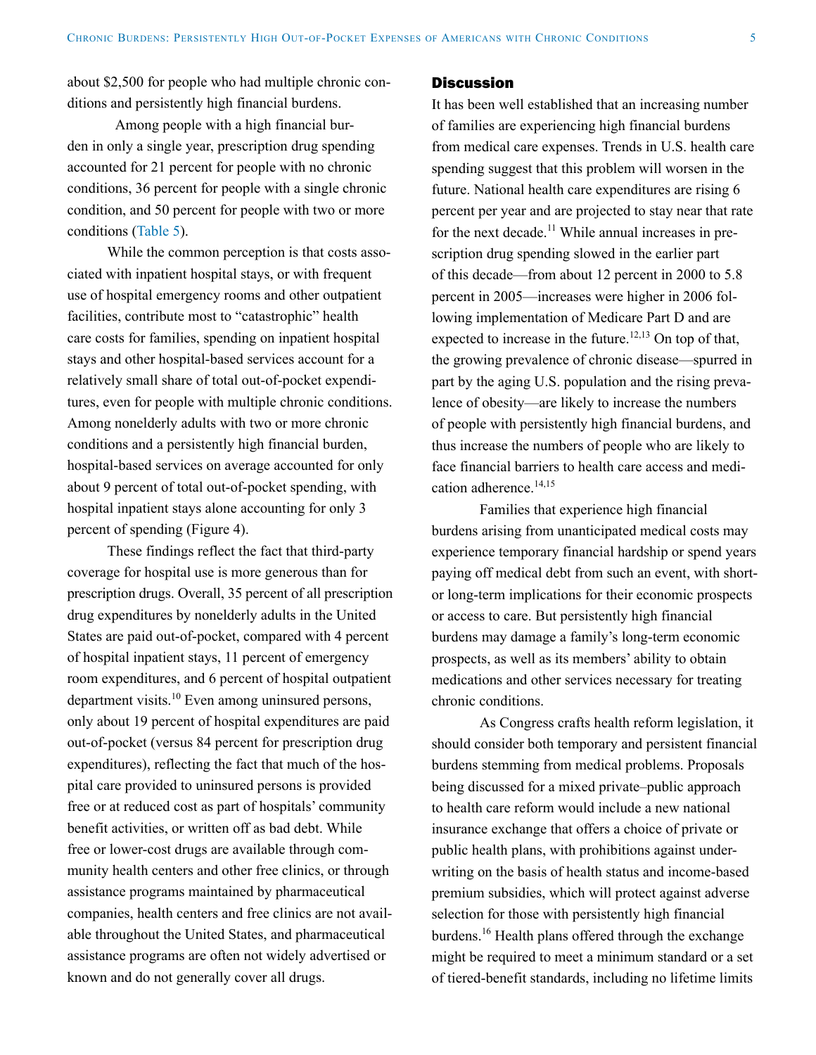about $2,500 for people who had multiple chronic conditions and persistently high financial burdens.

Among people with a high financial burden in only a single year, prescription drug spending accounted for 21 percent for people with no chronic conditions, 36 percent for people with a single chronic condition, and 50 percent for people with two or more conditions (Table 5).

While the common perception is that costs associated with inpatient hospital stays, or with frequent use of hospital emergency rooms and other outpatient facilities, contribute most to "catastrophic" health care costs for families, spending on inpatient hospital stays and other hospital-based services account for a relatively small share of total out-of-pocket expenditures, even for people with multiple chronic conditions. Among nonelderly adults with two or more chronic conditions and a persistently high financial burden, hospital-based services on average accounted for only about 9 percent of total out-of-pocket spending, with hospital inpatient stays alone accounting for only 3 percent of spending (Figure 4).

These findings reflect the fact that third-party coverage for hospital use is more generous than for prescription drugs. Overall, 35 percent of all prescription drug expenditures by nonelderly adults in the United States are paid out-of-pocket, compared with 4 percent of hospital inpatient stays, 11 percent of emergency room expenditures, and 6 percent of hospital outpatient department visits.[10] Even among uninsured persons, only about 19 percent of hospital expenditures are paid out-of-pocket (versus 84 percent for prescription drug expenditures), reflecting the fact that much of the hospital care provided to uninsured persons is provided free or at reduced cost as part of hospitals' community benefit activities, or written off as bad debt. While free or lower-cost drugs are available through community health centers and other free clinics, or through assistance programs maintained by pharmaceutical companies, health centers and free clinics are not available throughout the United States, and pharmaceutical assistance programs are often not widely advertised or known and do not generally cover all drugs.

## Discussion

It has been well established that an increasing number of families are experiencing high financial burdens from medical care expenses. Trends in U.S. health care spending suggest that this problem will worsen in the future. National health care expenditures are rising 6 percent per year and are projected to stay near that rate for the next decade.[11] While annual increases in prescription drug spending slowed in the earlier part of this decade—from about 12 percent in 2000 to 5.8 percent in 2005—increases were higher in 2006 following implementation of Medicare Part D and are expected to increase in the future.[12,13] On top of that, the growing prevalence of chronic disease—spurred in part by the aging U.S. population and the rising prevalence of obesity—are likely to increase the numbers of people with persistently high financial burdens, and thus increase the numbers of people who are likely to face financial barriers to health care access and medication adherence.[14,15]

Families that experience high financial burdens arising from unanticipated medical costs may experience temporary financial hardship or spend years paying off medical debt from such an event, with short- or long-term implications for their economic prospects or access to care. But persistently high financial burdens may damage a family's long-term economic prospects, as well as its members' ability to obtain medications and other services necessary for treating chronic conditions.

As Congress crafts health reform legislation, it should consider both temporary and persistent financial burdens stemming from medical problems. Proposals being discussed for a mixed private–public approach to health care reform would include a new national insurance exchange that offers a choice of private or public health plans, with prohibitions against underwriting on the basis of health status and income-based premium subsidies, which will protect against adverse selection for those with persistently high financial burdens.[16] Health plans offered through the exchange might be required to meet a minimum standard or a set of tiered-benefit standards, including no lifetime limits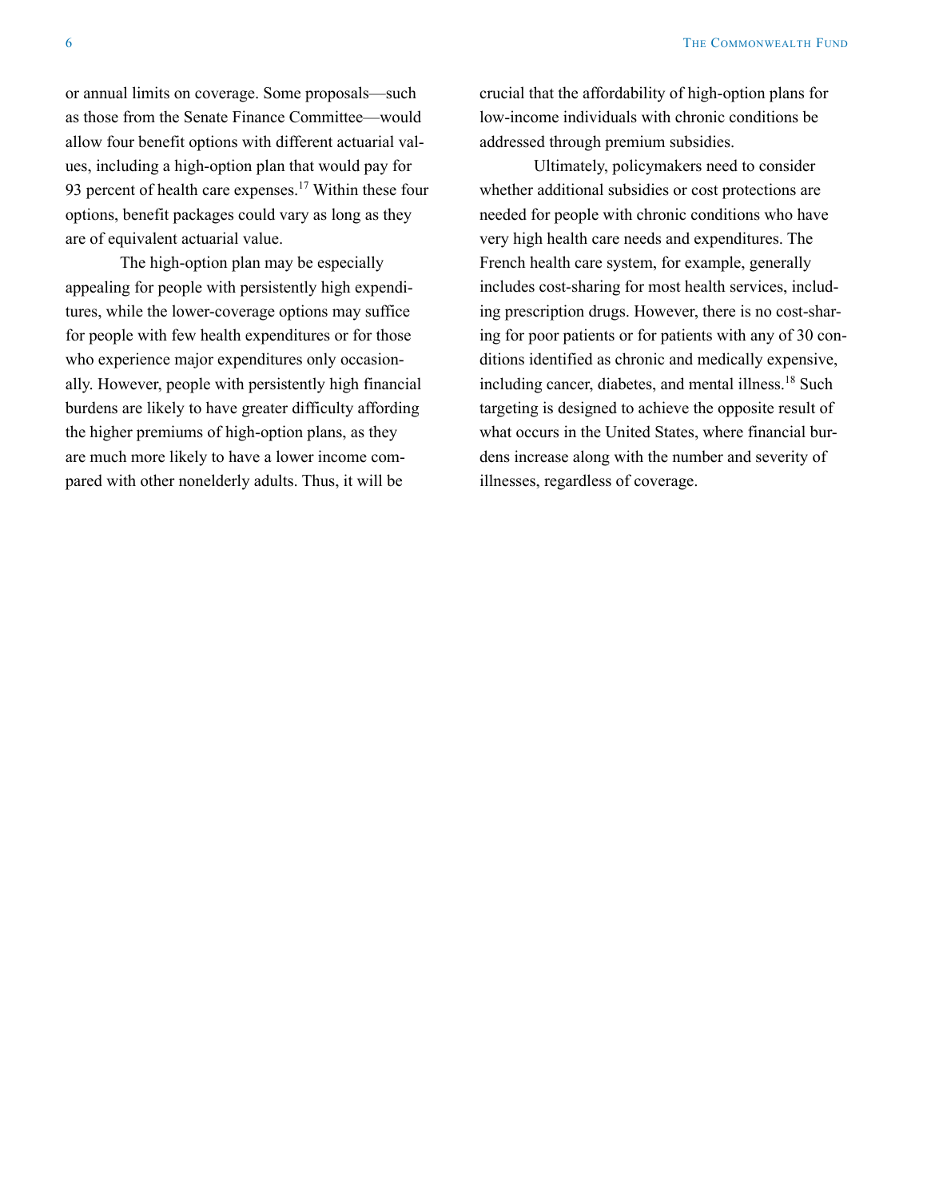or annual limits on coverage. Some proposals—such as those from the Senate Finance Committee—would allow four benefit options with different actuarial values, including a high-option plan that would pay for 93 percent of health care expenses.[17] Within these four options, benefit packages could vary as long as they are of equivalent actuarial value.

The high-option plan may be especially appealing for people with persistently high expenditures, while the lower-coverage options may suffice for people with few health expenditures or for those who experience major expenditures only occasionally. However, people with persistently high financial burdens are likely to have greater difficulty affording the higher premiums of high-option plans, as they are much more likely to have a lower income compared with other nonelderly adults. Thus, it will be crucial that the affordability of high-option plans for low-income individuals with chronic conditions be addressed through premium subsidies.

Ultimately, policymakers need to consider whether additional subsidies or cost protections are needed for people with chronic conditions who have very high health care needs and expenditures. The French health care system, for example, generally includes cost-sharing for most health services, including prescription drugs. However, there is no cost-sharing for poor patients or for patients with any of 30 conditions identified as chronic and medically expensive, including cancer, diabetes, and mental illness.[18] Such targeting is designed to achieve the opposite result of what occurs in the United States, where financial burdens increase along with the number and severity of illnesses, regardless of coverage.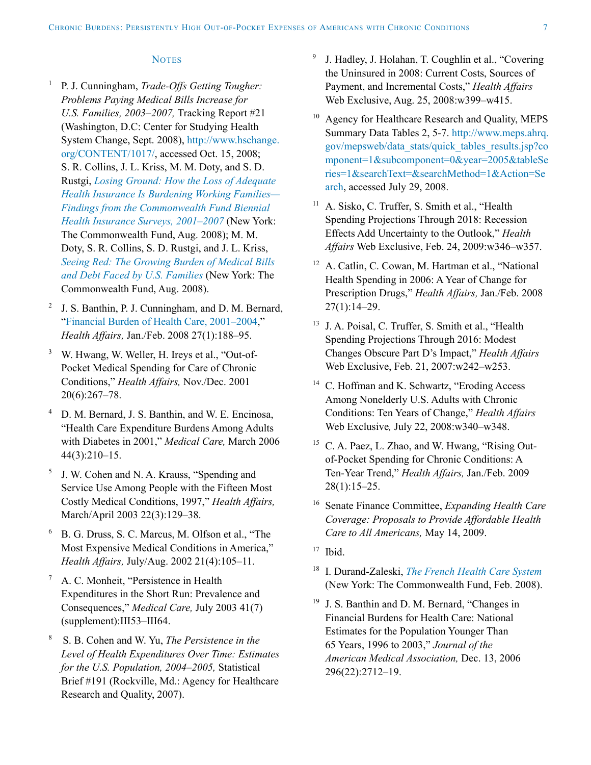## Notes

1. P. J. Cunningham, *Trade-Offs Getting Tougher: Problems Paying Medical Bills Increase for U.S. Families, 2003–2007,* Tracking Report #21 (Washington, D.C: Center for Studying Health System Change, Sept. 2008), http://www.hschange.org/CONTENT/1017/, accessed Oct. 15, 2008; S. R. Collins, J. L. Kriss, M. M. Doty, and S. D. Rustgi, *Losing Ground: How the Loss of Adequate Health Insurance Is Burdening Working Families—Findings from the Commonwealth Fund Biennial Health Insurance Surveys, 2001–2007* (New York: The Commonwealth Fund, Aug. 2008); M. M. Doty, S. R. Collins, S. D. Rustgi, and J. L. Kriss, *Seeing Red: The Growing Burden of Medical Bills and Debt Faced by U.S. Families* (New York: The Commonwealth Fund, Aug. 2008).

2. J. S. Banthin, P. J. Cunningham, and D. M. Bernard, "Financial Burden of Health Care, 2001–2004," *Health Affairs,* Jan./Feb. 2008 27(1):188–95.

3. W. Hwang, W. Weller, H. Ireys et al., "Out-of-Pocket Medical Spending for Care of Chronic Conditions," *Health Affairs,* Nov./Dec. 2001 20(6):267–78.

4. D. M. Bernard, J. S. Banthin, and W. E. Encinosa, "Health Care Expenditure Burdens Among Adults with Diabetes in 2001," *Medical Care,* March 2006 44(3):210–15.

5. J. W. Cohen and N. A. Krauss, "Spending and Service Use Among People with the Fifteen Most Costly Medical Conditions, 1997," *Health Affairs,* March/April 2003 22(3):129–38.

6. B. G. Druss, S. C. Marcus, M. Olfson et al., "The Most Expensive Medical Conditions in America," *Health Affairs,* July/Aug. 2002 21(4):105–11.

7. A. C. Monheit, "Persistence in Health Expenditures in the Short Run: Prevalence and Consequences," *Medical Care,* July 2003 41(7) (supplement):III53–III64.

8. S. B. Cohen and W. Yu, *The Persistence in the Level of Health Expenditures Over Time: Estimates for the U.S. Population, 2004–2005,* Statistical Brief #191 (Rockville, Md.: Agency for Healthcare Research and Quality, 2007).

9. J. Hadley, J. Holahan, T. Coughlin et al., "Covering the Uninsured in 2008: Current Costs, Sources of Payment, and Incremental Costs," *Health Affairs* Web Exclusive, Aug. 25, 2008:w399–w415.

10. Agency for Healthcare Research and Quality, MEPS Summary Data Tables 2, 5-7. http://www.meps.ahrq.gov/mepsweb/data_stats/quick_tables_results.jsp?component=1&subcomponent=0&year=2005&tableSeries=1&searchText=&searchMethod=1&Action=Search, accessed July 29, 2008.

11. A. Sisko, C. Truffer, S. Smith et al., "Health Spending Projections Through 2018: Recession Effects Add Uncertainty to the Outlook," *Health Affairs* Web Exclusive, Feb. 24, 2009:w346–w357.

12. A. Catlin, C. Cowan, M. Hartman et al., "National Health Spending in 2006: A Year of Change for Prescription Drugs," *Health Affairs,* Jan./Feb. 2008 27(1):14–29.

13. J. A. Poisal, C. Truffer, S. Smith et al., "Health Spending Projections Through 2016: Modest Changes Obscure Part D's Impact," *Health Affairs* Web Exclusive, Feb. 21, 2007:w242–w253.

14. C. Hoffman and K. Schwartz, "Eroding Access Among Nonelderly U.S. Adults with Chronic Conditions: Ten Years of Change," *Health Affairs* Web Exclusive*,* July 22, 2008:w340–w348.

15. C. A. Paez, L. Zhao, and W. Hwang, "Rising Out-of-Pocket Spending for Chronic Conditions: A Ten-Year Trend," *Health Affairs,* Jan./Feb. 2009 28(1):15–25.

16. Senate Finance Committee, *Expanding Health Care Coverage: Proposals to Provide Affordable Health Care to All Americans,* May 14, 2009.

17. Ibid.

18. I. Durand-Zaleski, *The French Health Care System* (New York: The Commonwealth Fund, Feb. 2008).

19. J. S. Banthin and D. M. Bernard, "Changes in Financial Burdens for Health Care: National Estimates for the Population Younger Than 65 Years, 1996 to 2003," *Journal of the American Medical Association,* Dec. 13, 2006 296(22):2712–19.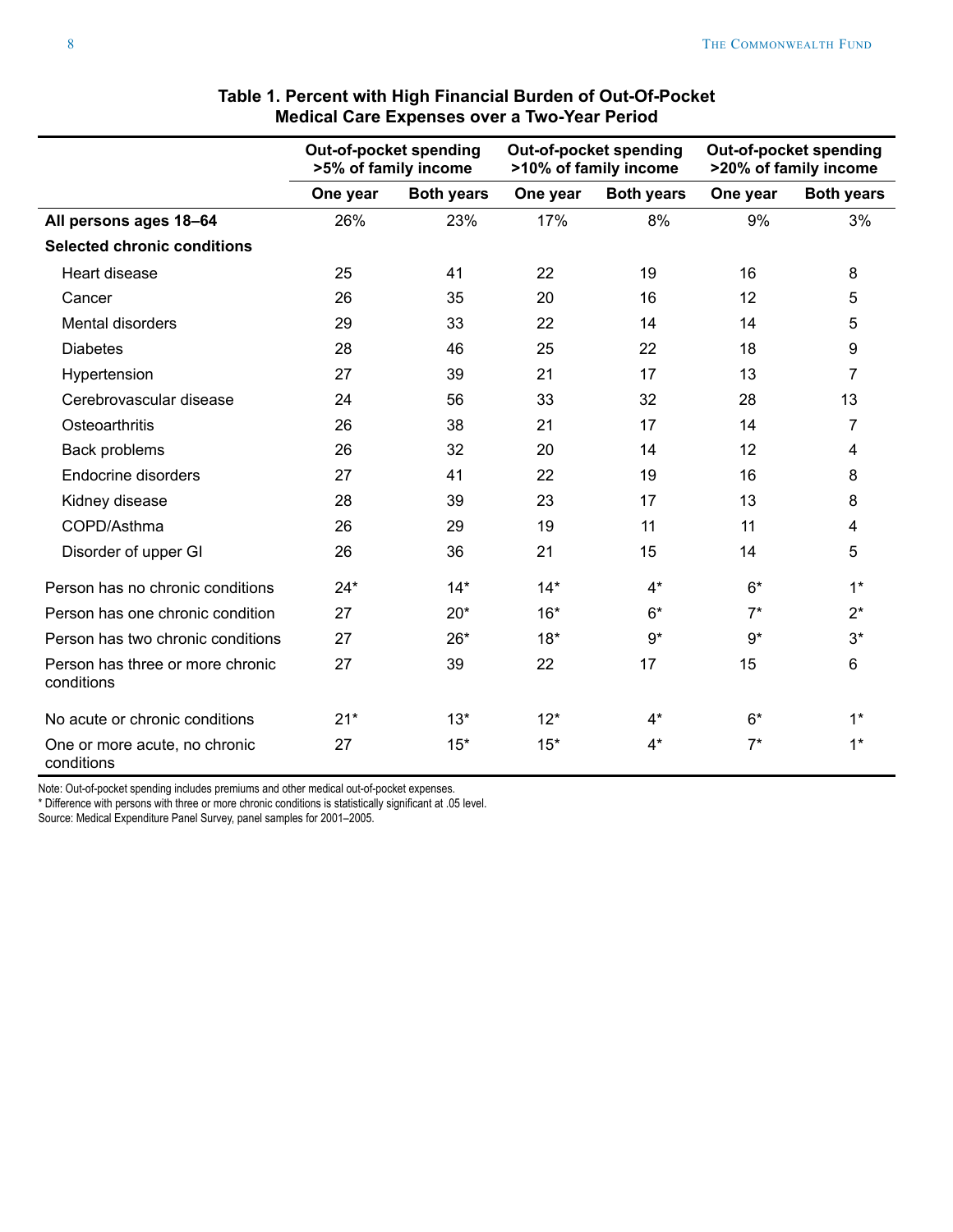**Table 1. Percent with High Financial Burden of Out-Of-Pocket Medical Care Expenses over a Two-Year Period**

| | Out-of-pocket spending >5% of family income | | Out-of-pocket spending >10% of family income | | Out-of-pocket spending >20% of family income | |
|---|---|---|---|---|---|---|
| | One year | Both years | One year | Both years | One year | Both years |
| **All persons ages 18–64** | 26% | 23% | 17% | 8% | 9% | 3% |
| **Selected chronic conditions** | | | | | | |
| Heart disease | 25 | 41 | 22 | 19 | 16 | 8 |
| Cancer | 26 | 35 | 20 | 16 | 12 | 5 |
| Mental disorders | 29 | 33 | 22 | 14 | 14 | 5 |
| Diabetes | 28 | 46 | 25 | 22 | 18 | 9 |
| Hypertension | 27 | 39 | 21 | 17 | 13 | 7 |
| Cerebrovascular disease | 24 | 56 | 33 | 32 | 28 | 13 |
| Osteoarthritis | 26 | 38 | 21 | 17 | 14 | 7 |
| Back problems | 26 | 32 | 20 | 14 | 12 | 4 |
| Endocrine disorders | 27 | 41 | 22 | 19 | 16 | 8 |
| Kidney disease | 28 | 39 | 23 | 17 | 13 | 8 |
| COPD/Asthma | 26 | 29 | 19 | 11 | 11 | 4 |
| Disorder of upper GI | 26 | 36 | 21 | 15 | 14 | 5 |
| Person has no chronic conditions | 24* | 14* | 14* | 4* | 6* | 1* |
| Person has one chronic condition | 27 | 20* | 16* | 6* | 7* | 2* |
| Person has two chronic conditions | 27 | 26* | 18* | 9* | 9* | 3* |
| Person has three or more chronic conditions | 27 | 39 | 22 | 17 | 15 | 6 |
| No acute or chronic conditions | 21* | 13* | 12* | 4* | 6* | 1* |
| One or more acute, no chronic conditions | 27 | 15* | 15* | 4* | 7* | 1* |

Note: Out-of-pocket spending includes premiums and other medical out-of-pocket expenses.
* Difference with persons with three or more chronic conditions is statistically significant at .05 level.
Source: Medical Expenditure Panel Survey, panel samples for 2001–2005.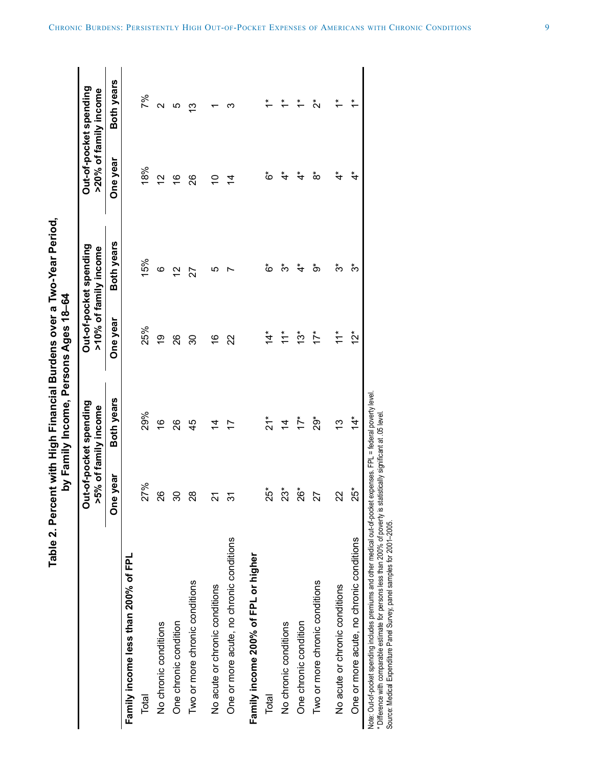**Table 2. Percent with High Financial Burdens over a Two-Year Period, by Family Income, Persons Ages 18–64**

| | Out-of-pocket spending >5% of family income | | Out-of-pocket spending >10% of family income | | Out-of-pocket spending >20% of family income | |
|---|---|---|---|---|---|---|
| | One year | Both years | One year | Both years | One year | Both years |
| **Family income less than 200% of FPL** | | | | | | |
| Total | 27% | 29% | 25% | 15% | 18% | 7% |
| No chronic conditions | 26 | 16 | 19 | 6 | 12 | 2 |
| One chronic condition | 30 | 26 | 26 | 12 | 16 | 5 |
| Two or more chronic conditions | 28 | 45 | 30 | 27 | 26 | 13 |
| No acute or chronic conditions | 21 | 14 | 16 | 5 | 10 | 1 |
| One or more acute, no chronic conditions | 31 | 17 | 22 | 7 | 14 | 3 |
| **Family income 200% of FPL or higher** | | | | | | |
| Total | 25* | 21* | 14* | 6* | 6* | 1* |
| No chronic conditions | 23* | 14 | 11* | 3* | 4* | 1* |
| One chronic condition | 26* | 17* | 13* | 4* | 4* | 1* |
| Two or more chronic conditions | 27 | 29* | 17* | 9* | 8* | 2* |
| No acute or chronic conditions | 22 | 13 | 11* | 3* | 4* | 1* |
| One or more acute, no chronic conditions | 25* | 14* | 12* | 3* | 4* | 1* |

Note: Out-of-pocket spending includes premiums and other medical out-of-pocket expenses. FPL = federal poverty level.
* Difference with comparable estimate for persons less than 200% of poverty is statistically significant at .05 level.
Source: Medical Expenditure Panel Survey, panel samples for 2001–2005.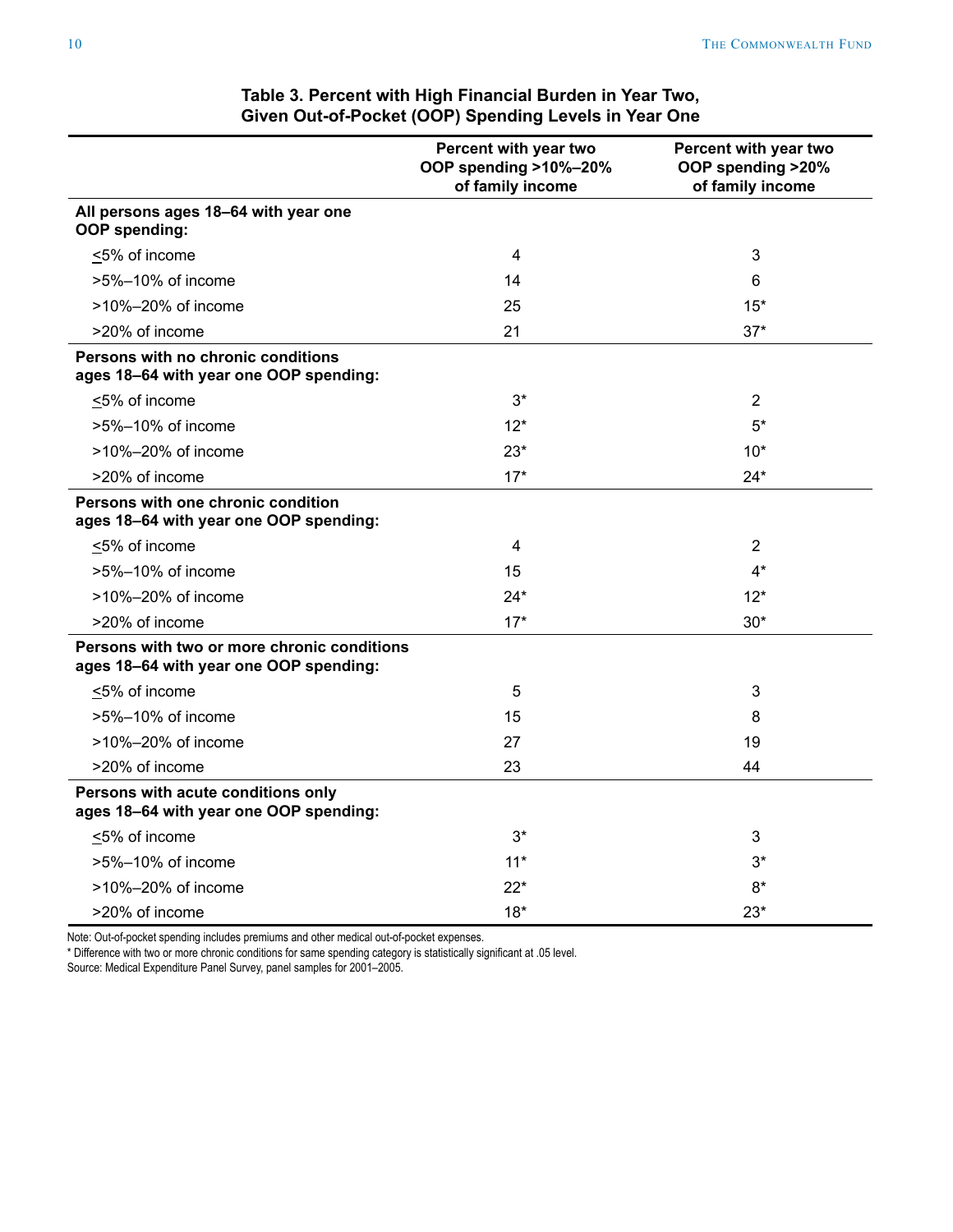**Table 3. Percent with High Financial Burden in Year Two, Given Out-of-Pocket (OOP) Spending Levels in Year One**

| | Percent with year two OOP spending >10%–20% of family income | Percent with year two OOP spending >20% of family income |
|---|---|---|
| **All persons ages 18–64 with year one OOP spending:** | | |
| ≤5% of income | 4 | 3 |
| >5%–10% of income | 14 | 6 |
| >10%–20% of income | 25 | 15* |
| >20% of income | 21 | 37* |
| **Persons with no chronic conditions ages 18–64 with year one OOP spending:** | | |
| ≤5% of income | 3* | 2 |
| >5%–10% of income | 12* | 5* |
| >10%–20% of income | 23* | 10* |
| >20% of income | 17* | 24* |
| **Persons with one chronic condition ages 18–64 with year one OOP spending:** | | |
| ≤5% of income | 4 | 2 |
| >5%–10% of income | 15 | 4* |
| >10%–20% of income | 24* | 12* |
| >20% of income | 17* | 30* |
| **Persons with two or more chronic conditions ages 18–64 with year one OOP spending:** | | |
| ≤5% of income | 5 | 3 |
| >5%–10% of income | 15 | 8 |
| >10%–20% of income | 27 | 19 |
| >20% of income | 23 | 44 |
| **Persons with acute conditions only ages 18–64 with year one OOP spending:** | | |
| ≤5% of income | 3* | 3 |
| >5%–10% of income | 11* | 3* |
| >10%–20% of income | 22* | 8* |
| >20% of income | 18* | 23* |

Note: Out-of-pocket spending includes premiums and other medical out-of-pocket expenses.

* Difference with two or more chronic conditions for same spending category is statistically significant at .05 level.

Source: Medical Expenditure Panel Survey, panel samples for 2001–2005.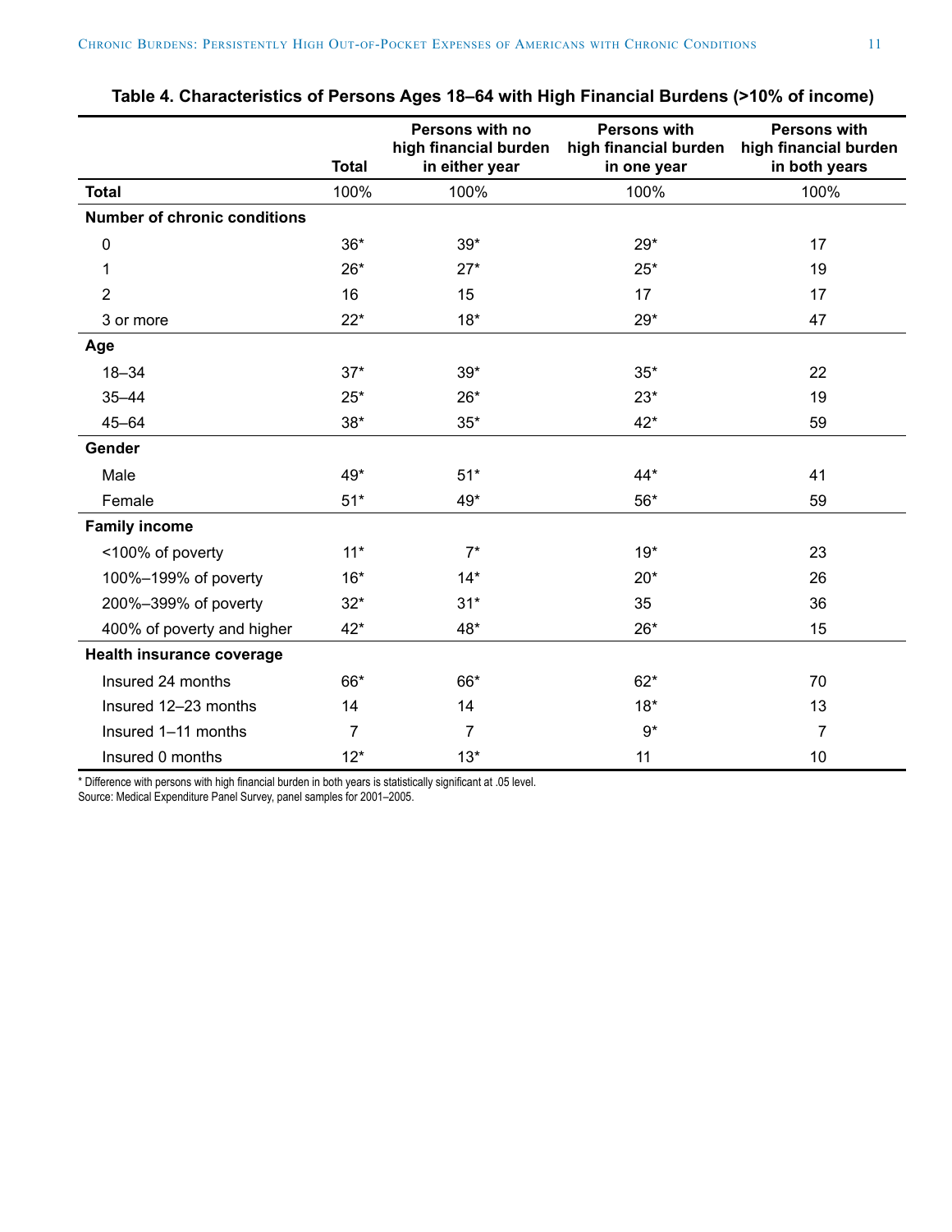**Table 4. Characteristics of Persons Ages 18–64 with High Financial Burdens (>10% of income)**

| | Total | Persons with no high financial burden in either year | Persons with high financial burden in one year | Persons with high financial burden in both years |
|---|---|---|---|---|
| **Total** | 100% | 100% | 100% | 100% |
| **Number of chronic conditions** | | | | |
| 0 | 36* | 39* | 29* | 17 |
| 1 | 26* | 27* | 25* | 19 |
| 2 | 16 | 15 | 17 | 17 |
| 3 or more | 22* | 18* | 29* | 47 |
| **Age** | | | | |
| 18–34 | 37* | 39* | 35* | 22 |
| 35–44 | 25* | 26* | 23* | 19 |
| 45–64 | 38* | 35* | 42* | 59 |
| **Gender** | | | | |
| Male | 49* | 51* | 44* | 41 |
| Female | 51* | 49* | 56* | 59 |
| **Family income** | | | | |
| <100% of poverty | 11* | 7* | 19* | 23 |
| 100%–199% of poverty | 16* | 14* | 20* | 26 |
| 200%–399% of poverty | 32* | 31* | 35 | 36 |
| 400% of poverty and higher | 42* | 48* | 26* | 15 |
| **Health insurance coverage** | | | | |
| Insured 24 months | 66* | 66* | 62* | 70 |
| Insured 12–23 months | 14 | 14 | 18* | 13 |
| Insured 1–11 months | 7 | 7 | 9* | 7 |
| Insured 0 months | 12* | 13* | 11 | 10 |

* Difference with persons with high financial burden in both years is statistically significant at .05 level.
Source: Medical Expenditure Panel Survey, panel samples for 2001–2005.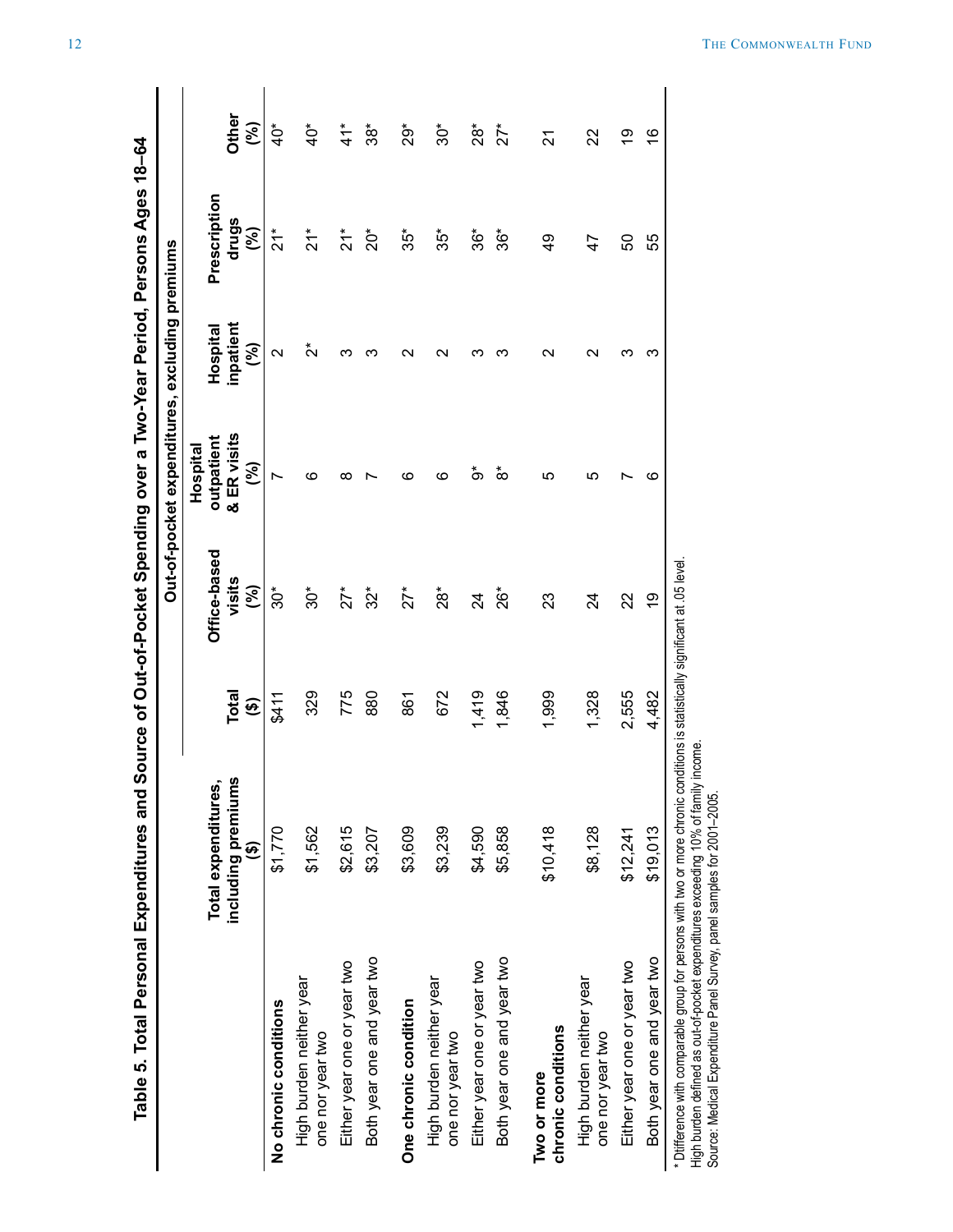## Table 5. Total Personal Expenditures and Source of Out-of-Pocket Spending over a Two-Year Period, Persons Ages 18–64

| | Total expenditures, including premiums ($) | Out-of-pocket expenditures, excluding premiums | | | | | |
|---|---|---|---|---|---|---|---|
| | | Total ($) | Office-based visits (%) | Hospital outpatient & ER visits (%) | Hospital inpatient (%) | Prescription drugs (%) | Other (%) |
| **No chronic conditions** | $1,770 | $411 | 30* | 7 | 2 | 21* | 40* |
| High burden neither year one nor year two | $1,562 | 329 | 30* | 6 | 2* | 21* | 40* |
| Either year one or year two | $2,615 | 775 | 27* | 8 | 3 | 21* | 41* |
| Both year one and year two | $3,207 | 880 | 32* | 7 | 3 | 20* | 38* |
| **One chronic condition** | $3,609 | 861 | 27* | 6 | 2 | 35* | 29* |
| High burden neither year one nor year two | $3,239 | 672 | 28* | 6 | 2 | 35* | 30* |
| Either year one or year two | $4,590 | 1,419 | 24 | 9* | 3 | 36* | 28* |
| Both year one and year two | $5,858 | 1,846 | 26* | 8* | 3 | 36* | 27* |
| **Two or more chronic conditions** | $10,418 | 1,999 | 23 | 5 | 2 | 49 | 21 |
| High burden neither year one nor year two | $8,128 | 1,328 | 24 | 5 | 2 | 47 | 22 |
| Either year one or year two | $12,241 | 2,555 | 22 | 7 | 3 | 50 | 19 |
| Both year one and year two | $19,013 | 4,482 | 19 | 6 | 3 | 55 | 16 |

\* Difference with comparable group for persons with two or more chronic conditions is statistically significant at .05 level.
High burden defined as out-of-pocket expenditures exceeding 10% of family income.
Source: Medical Expenditure Panel Survey, panel samples for 2001–2005.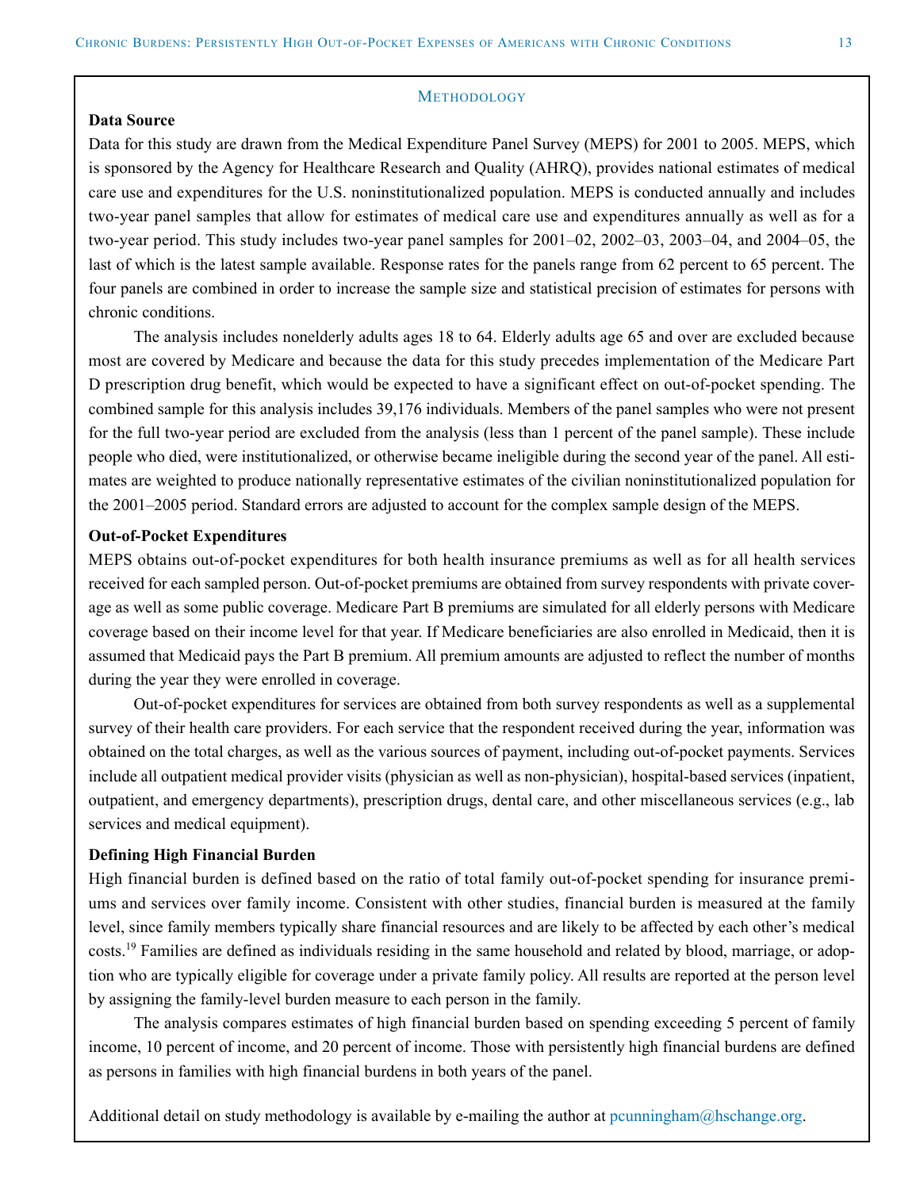## Methodology

### Data Source

Data for this study are drawn from the Medical Expenditure Panel Survey (MEPS) for 2001 to 2005. MEPS, which is sponsored by the Agency for Healthcare Research and Quality (AHRQ), provides national estimates of medical care use and expenditures for the U.S. noninstitutionalized population. MEPS is conducted annually and includes two-year panel samples that allow for estimates of medical care use and expenditures annually as well as for a two-year period. This study includes two-year panel samples for 2001–02, 2002–03, 2003–04, and 2004–05, the last of which is the latest sample available. Response rates for the panels range from 62 percent to 65 percent. The four panels are combined in order to increase the sample size and statistical precision of estimates for persons with chronic conditions.

The analysis includes nonelderly adults ages 18 to 64. Elderly adults age 65 and over are excluded because most are covered by Medicare and because the data for this study precedes implementation of the Medicare Part D prescription drug benefit, which would be expected to have a significant effect on out-of-pocket spending. The combined sample for this analysis includes 39,176 individuals. Members of the panel samples who were not present for the full two-year period are excluded from the analysis (less than 1 percent of the panel sample). These include people who died, were institutionalized, or otherwise became ineligible during the second year of the panel. All estimates are weighted to produce nationally representative estimates of the civilian noninstitutionalized population for the 2001–2005 period. Standard errors are adjusted to account for the complex sample design of the MEPS.

### Out-of-Pocket Expenditures

MEPS obtains out-of-pocket expenditures for both health insurance premiums as well as for all health services received for each sampled person. Out-of-pocket premiums are obtained from survey respondents with private coverage as well as some public coverage. Medicare Part B premiums are simulated for all elderly persons with Medicare coverage based on their income level for that year. If Medicare beneficiaries are also enrolled in Medicaid, then it is assumed that Medicaid pays the Part B premium. All premium amounts are adjusted to reflect the number of months during the year they were enrolled in coverage.

Out-of-pocket expenditures for services are obtained from both survey respondents as well as a supplemental survey of their health care providers. For each service that the respondent received during the year, information was obtained on the total charges, as well as the various sources of payment, including out-of-pocket payments. Services include all outpatient medical provider visits (physician as well as non-physician), hospital-based services (inpatient, outpatient, and emergency departments), prescription drugs, dental care, and other miscellaneous services (e.g., lab services and medical equipment).

### Defining High Financial Burden

High financial burden is defined based on the ratio of total family out-of-pocket spending for insurance premiums and services over family income. Consistent with other studies, financial burden is measured at the family level, since family members typically share financial resources and are likely to be affected by each other's medical costs.[19] Families are defined as individuals residing in the same household and related by blood, marriage, or adoption who are typically eligible for coverage under a private family policy. All results are reported at the person level by assigning the family-level burden measure to each person in the family.

The analysis compares estimates of high financial burden based on spending exceeding 5 percent of family income, 10 percent of income, and 20 percent of income. Those with persistently high financial burdens are defined as persons in families with high financial burdens in both years of the panel.

Additional detail on study methodology is available by e-mailing the author at pcunningham@hschange.org.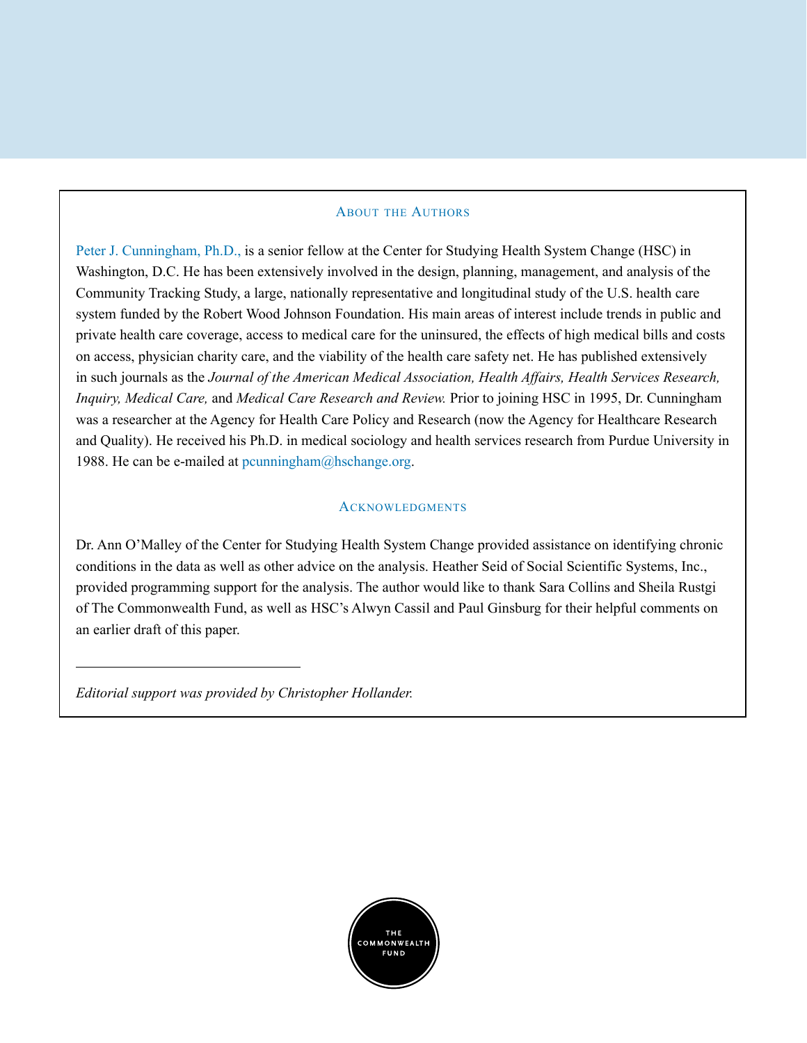## About the Authors

Peter J. Cunningham, Ph.D., is a senior fellow at the Center for Studying Health System Change (HSC) in Washington, D.C. He has been extensively involved in the design, planning, management, and analysis of the Community Tracking Study, a large, nationally representative and longitudinal study of the U.S. health care system funded by the Robert Wood Johnson Foundation. His main areas of interest include trends in public and private health care coverage, access to medical care for the uninsured, the effects of high medical bills and costs on access, physician charity care, and the viability of the health care safety net. He has published extensively in such journals as the *Journal of the American Medical Association, Health Affairs, Health Services Research, Inquiry, Medical Care,* and *Medical Care Research and Review.* Prior to joining HSC in 1995, Dr. Cunningham was a researcher at the Agency for Health Care Policy and Research (now the Agency for Healthcare Research and Quality). He received his Ph.D. in medical sociology and health services research from Purdue University in 1988. He can be e-mailed at pcunningham@hschange.org.

## Acknowledgments

Dr. Ann O'Malley of the Center for Studying Health System Change provided assistance on identifying chronic conditions in the data as well as other advice on the analysis. Heather Seid of Social Scientific Systems, Inc., provided programming support for the analysis. The author would like to thank Sara Collins and Sheila Rustgi of The Commonwealth Fund, as well as HSC's Alwyn Cassil and Paul Ginsburg for their helpful comments on an earlier draft of this paper.

---

*Editorial support was provided by Christopher Hollander.*

THE COMMONWEALTH FUND